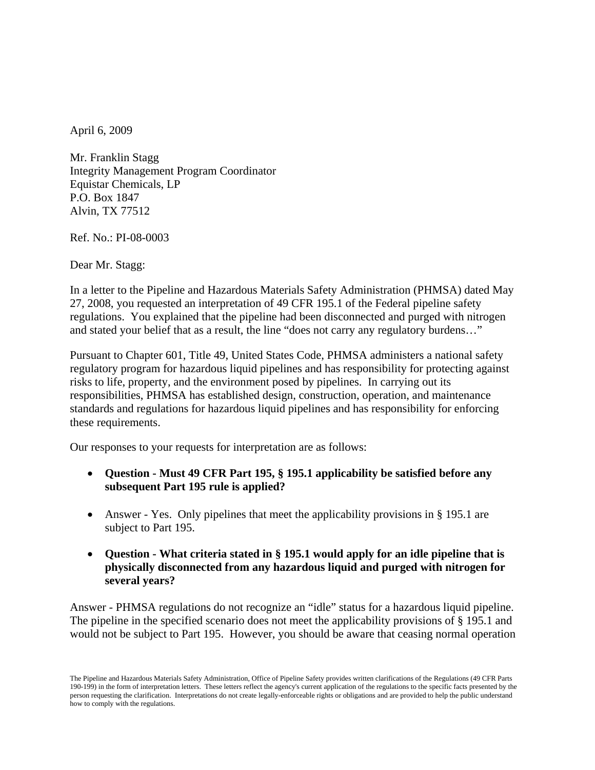April 6, 2009

Mr. Franklin Stagg  
Integrity Management Program Coordinator  
Equistar Chemicals, LP  
P.O. Box 1847  
Alvin, TX 77512

Ref. No.: PI-08-0003

Dear Mr. Stagg:

In a letter to the Pipeline and Hazardous Materials Safety Administration (PHMSA) dated May 27, 2008, you requested an interpretation of 49 CFR 195.1 of the Federal pipeline safety regulations. You explained that the pipeline had been disconnected and purged with nitrogen and stated your belief that as a result, the line "does not carry any regulatory burdens…"

Pursuant to Chapter 601, Title 49, United States Code, PHMSA administers a national safety regulatory program for hazardous liquid pipelines and has responsibility for protecting against risks to life, property, and the environment posed by pipelines. In carrying out its responsibilities, PHMSA has established design, construction, operation, and maintenance standards and regulations for hazardous liquid pipelines and has responsibility for enforcing these requirements.

Our responses to your requests for interpretation are as follows:

- **Question - Must 49 CFR Part 195, § 195.1 applicability be satisfied before any subsequent Part 195 rule is applied?**

- Answer - Yes. Only pipelines that meet the applicability provisions in § 195.1 are subject to Part 195.

- **Question - What criteria stated in § 195.1 would apply for an idle pipeline that is physically disconnected from any hazardous liquid and purged with nitrogen for several years?**

Answer - PHMSA regulations do not recognize an "idle" status for a hazardous liquid pipeline. The pipeline in the specified scenario does not meet the applicability provisions of § 195.1 and would not be subject to Part 195. However, you should be aware that ceasing normal operation

The Pipeline and Hazardous Materials Safety Administration, Office of Pipeline Safety provides written clarifications of the Regulations (49 CFR Parts 190-199) in the form of interpretation letters. These letters reflect the agency's current application of the regulations to the specific facts presented by the person requesting the clarification. Interpretations do not create legally-enforceable rights or obligations and are provided to help the public understand how to comply with the regulations.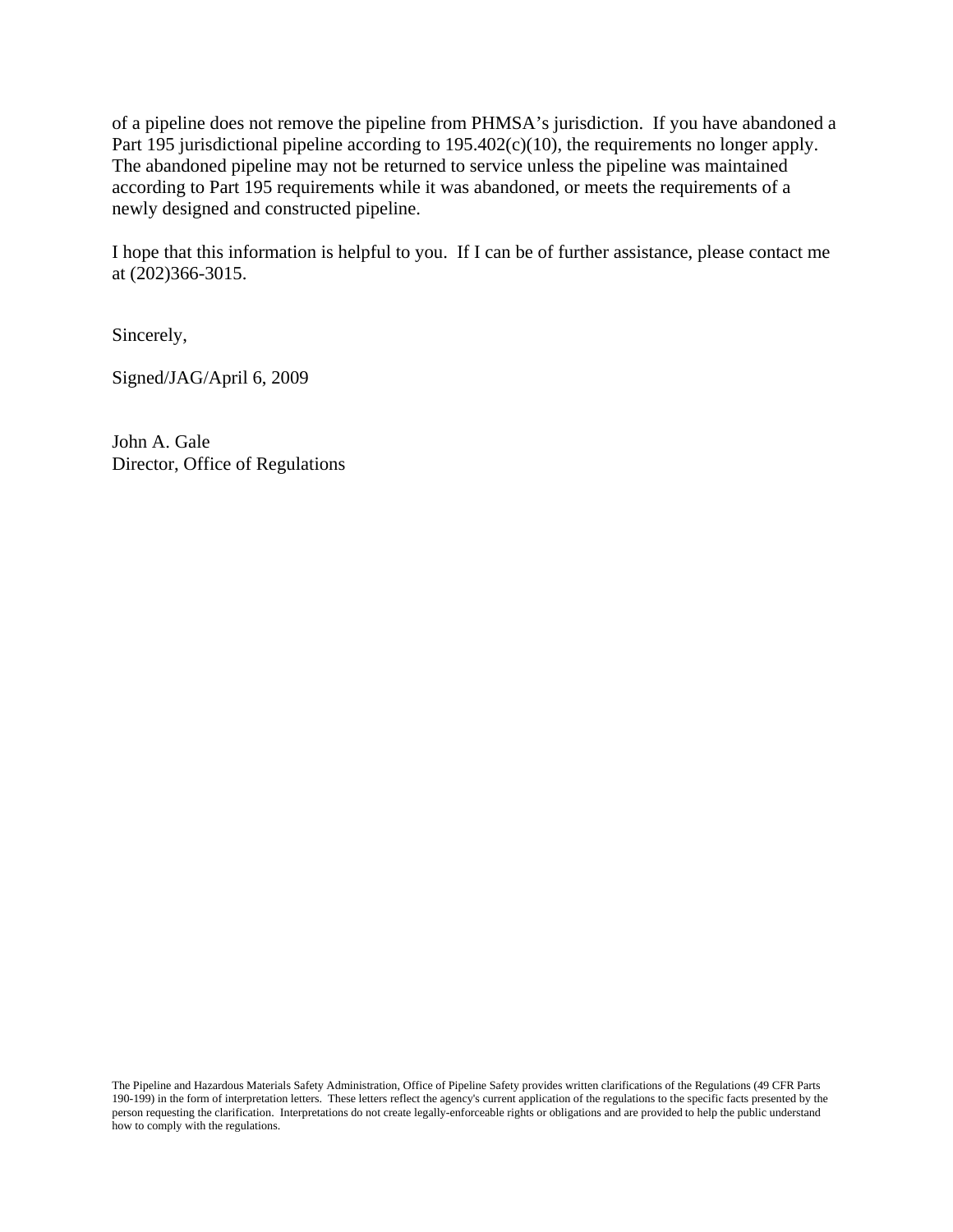of a pipeline does not remove the pipeline from PHMSA's jurisdiction. If you have abandoned a Part 195 jurisdictional pipeline according to 195.402(c)(10), the requirements no longer apply. The abandoned pipeline may not be returned to service unless the pipeline was maintained according to Part 195 requirements while it was abandoned, or meets the requirements of a newly designed and constructed pipeline.

I hope that this information is helpful to you. If I can be of further assistance, please contact me at (202)366-3015.

Sincerely,

Signed/JAG/April 6, 2009

John A. Gale
Director, Office of Regulations

The Pipeline and Hazardous Materials Safety Administration, Office of Pipeline Safety provides written clarifications of the Regulations (49 CFR Parts 190-199) in the form of interpretation letters. These letters reflect the agency's current application of the regulations to the specific facts presented by the person requesting the clarification. Interpretations do not create legally-enforceable rights or obligations and are provided to help the public understand how to comply with the regulations.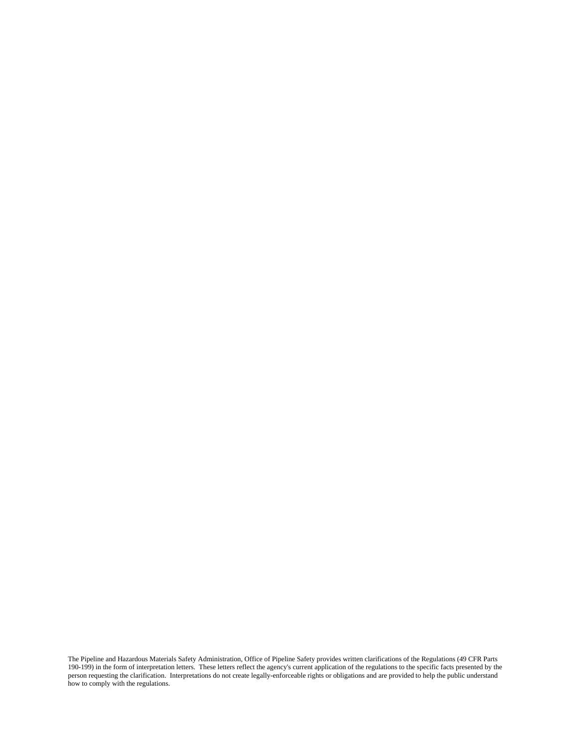The Pipeline and Hazardous Materials Safety Administration, Office of Pipeline Safety provides written clarifications of the Regulations (49 CFR Parts 190-199) in the form of interpretation letters. These letters reflect the agency's current application of the regulations to the specific facts presented by the person requesting the clarification. Interpretations do not create legally-enforceable rights or obligations and are provided to help the public understand how to comply with the regulations.